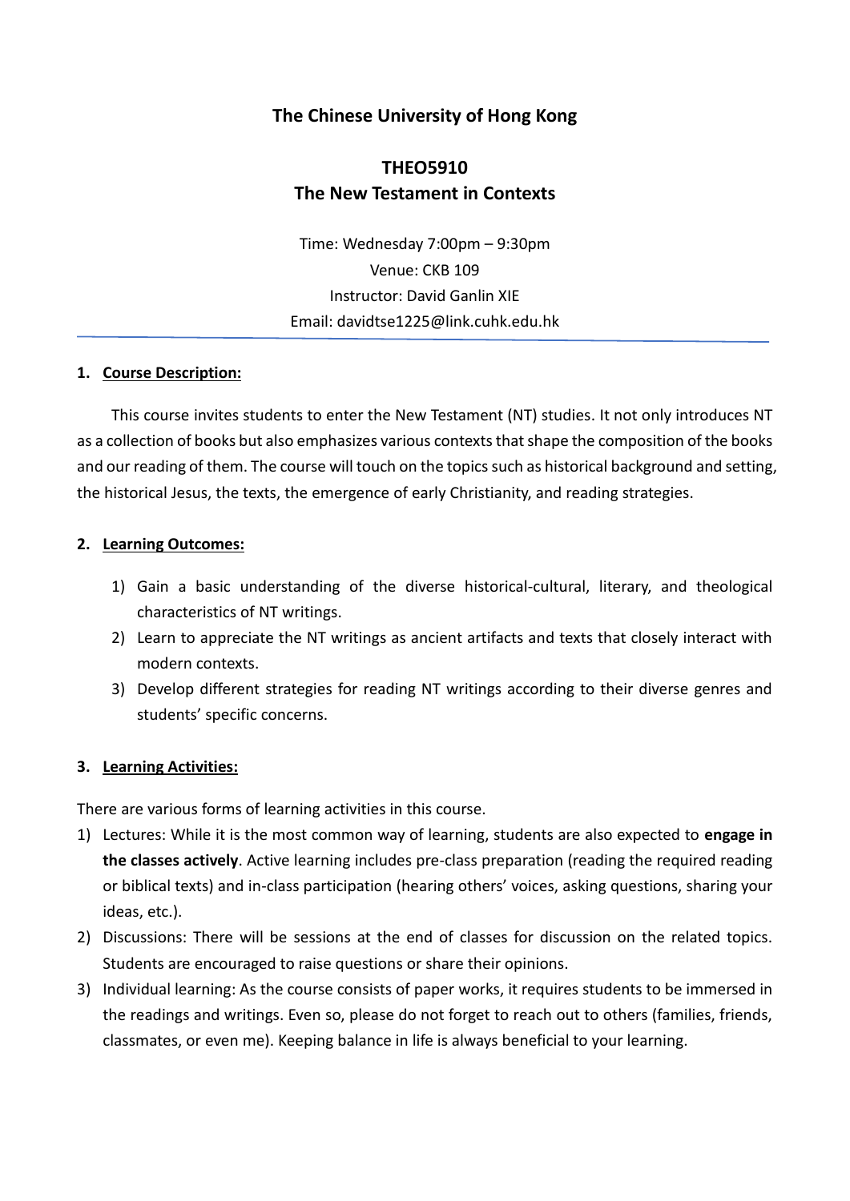# The Chinese University of Hong Kong

## THEO5910
## The New Testament in Contexts

Time: Wednesday 7:00pm – 9:30pm
Venue: CKB 109
Instructor: David Ganlin XIE
Email: davidtse1225@link.cuhk.edu.hk

---

### 1. Course Description:

This course invites students to enter the New Testament (NT) studies. It not only introduces NT as a collection of books but also emphasizes various contexts that shape the composition of the books and our reading of them. The course will touch on the topics such as historical background and setting, the historical Jesus, the texts, the emergence of early Christianity, and reading strategies.

### 2. Learning Outcomes:

1) Gain a basic understanding of the diverse historical-cultural, literary, and theological characteristics of NT writings.
2) Learn to appreciate the NT writings as ancient artifacts and texts that closely interact with modern contexts.
3) Develop different strategies for reading NT writings according to their diverse genres and students' specific concerns.

### 3. Learning Activities:

There are various forms of learning activities in this course.

1) Lectures: While it is the most common way of learning, students are also expected to **engage in the classes actively**. Active learning includes pre-class preparation (reading the required reading or biblical texts) and in-class participation (hearing others' voices, asking questions, sharing your ideas, etc.).
2) Discussions: There will be sessions at the end of classes for discussion on the related topics. Students are encouraged to raise questions or share their opinions.
3) Individual learning: As the course consists of paper works, it requires students to be immersed in the readings and writings. Even so, please do not forget to reach out to others (families, friends, classmates, or even me). Keeping balance in life is always beneficial to your learning.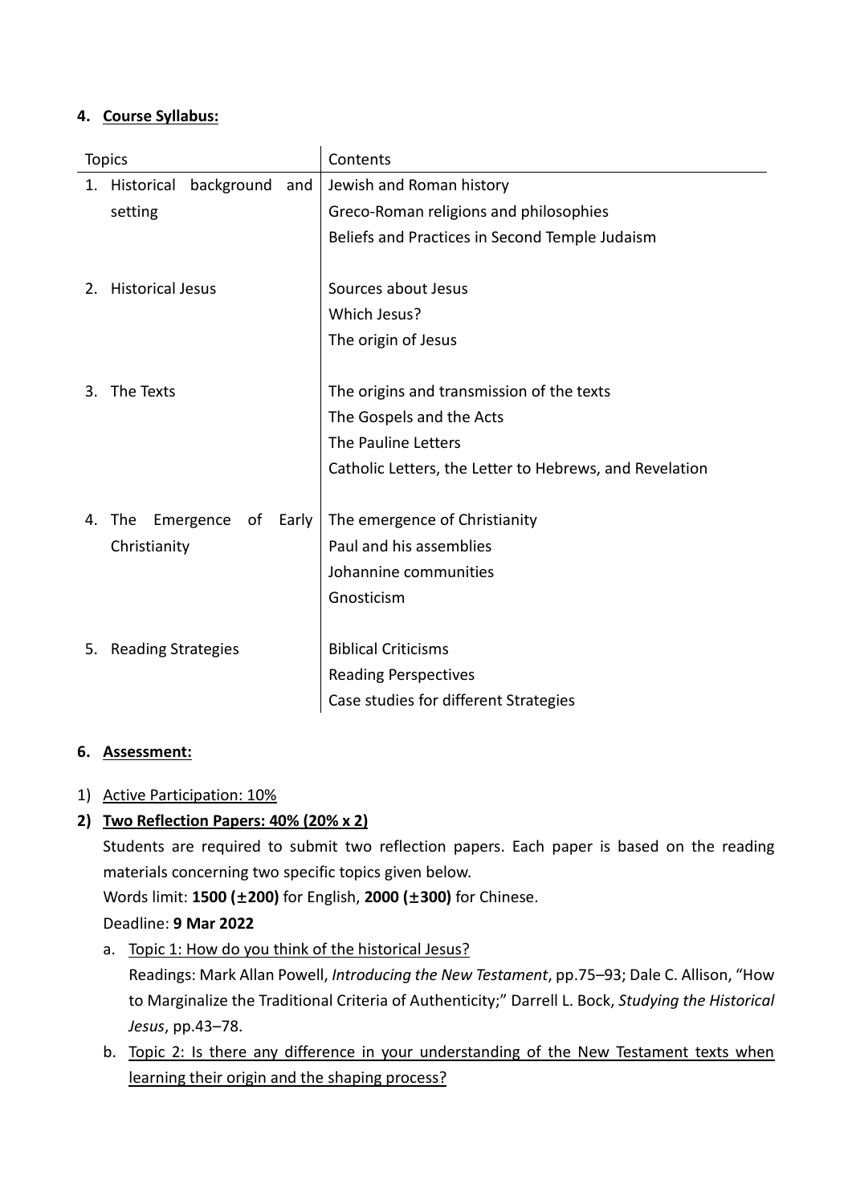#### 4. <u>Course Syllabus:</u>

| Topics | Contents |
| --- | --- |
| 1. Historical background and setting | Jewish and Roman history<br>Greco-Roman religions and philosophies<br>Beliefs and Practices in Second Temple Judaism |
| 2. Historical Jesus | Sources about Jesus<br>Which Jesus?<br>The origin of Jesus |
| 3. The Texts | The origins and transmission of the texts<br>The Gospels and the Acts<br>The Pauline Letters<br>Catholic Letters, the Letter to Hebrews, and Revelation |
| 4. The Emergence of Early Christianity | The emergence of Christianity<br>Paul and his assemblies<br>Johannine communities<br>Gnosticism |
| 5. Reading Strategies | Biblical Criticisms<br>Reading Perspectives<br>Case studies for different Strategies |

#### 6. <u>Assessment:</u>

1) <u>Active Participation: 10%</u>

2) **<u>Two Reflection Papers: 40% (20% x 2)</u>**

   Students are required to submit two reflection papers. Each paper is based on the reading materials concerning two specific topics given below.

   Words limit: **1500 (±200)** for English, **2000 (±300)** for Chinese.

   Deadline: **9 Mar 2022**

   a. <u>Topic 1: How do you think of the historical Jesus?</u>
      Readings: Mark Allan Powell, *Introducing the New Testament*, pp.75–93; Dale C. Allison, "How to Marginalize the Traditional Criteria of Authenticity;" Darrell L. Bock, *Studying the Historical Jesus*, pp.43–78.

   b. <u>Topic 2: Is there any difference in your understanding of the New Testament texts when learning their origin and the shaping process?</u>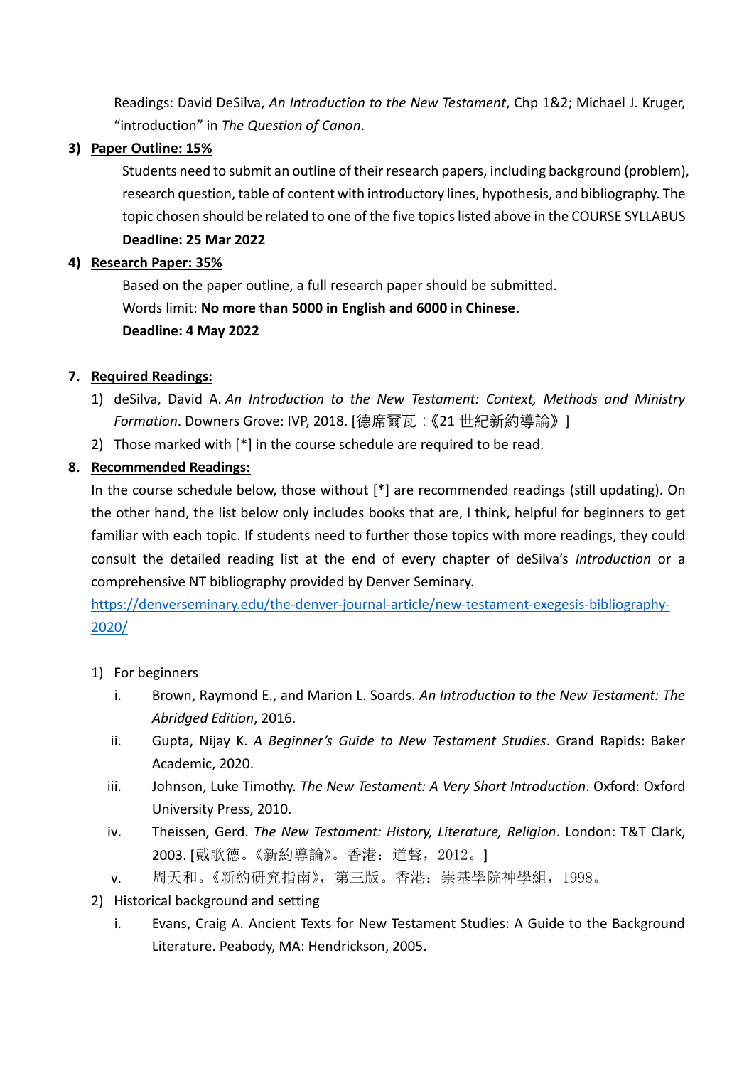Readings: David DeSilva, *An Introduction to the New Testament*, Chp 1&2; Michael J. Kruger, "introduction" in *The Question of Canon*.

3) **Paper Outline: 15%**

   Students need to submit an outline of their research papers, including background (problem), research question, table of content with introductory lines, hypothesis, and bibliography. The topic chosen should be related to one of the five topics listed above in the COURSE SYLLABUS

   **Deadline: 25 Mar 2022**

4) **Research Paper: 35%**

   Based on the paper outline, a full research paper should be submitted.

   Words limit: **No more than 5000 in English and 6000 in Chinese.**

   **Deadline: 4 May 2022**

## 7. Required Readings:

1) deSilva, David A. *An Introduction to the New Testament: Context, Methods and Ministry Formation*. Downers Grove: IVP, 2018. [德席爾瓦：《21 世紀新約導論》]
2) Those marked with [*] in the course schedule are required to be read.

## 8. Recommended Readings:

In the course schedule below, those without [*] are recommended readings (still updating). On the other hand, the list below only includes books that are, I think, helpful for beginners to get familiar with each topic. If students need to further those topics with more readings, they could consult the detailed reading list at the end of every chapter of deSilva's *Introduction* or a comprehensive NT bibliography provided by Denver Seminary.

https://denverseminary.edu/the-denver-journal-article/new-testament-exegesis-bibliography-2020/

1) For beginners
   i. Brown, Raymond E., and Marion L. Soards. *An Introduction to the New Testament: The Abridged Edition*, 2016.
   ii. Gupta, Nijay K. *A Beginner's Guide to New Testament Studies*. Grand Rapids: Baker Academic, 2020.
   iii. Johnson, Luke Timothy. *The New Testament: A Very Short Introduction*. Oxford: Oxford University Press, 2010.
   iv. Theissen, Gerd. *The New Testament: History, Literature, Religion*. London: T&T Clark, 2003. [戴歌德。《新約導論》。香港：道聲，2012。]
   v. 周天和。《新約研究指南》，第三版。香港：崇基學院神學組，1998。
2) Historical background and setting
   i. Evans, Craig A. Ancient Texts for New Testament Studies: A Guide to the Background Literature. Peabody, MA: Hendrickson, 2005.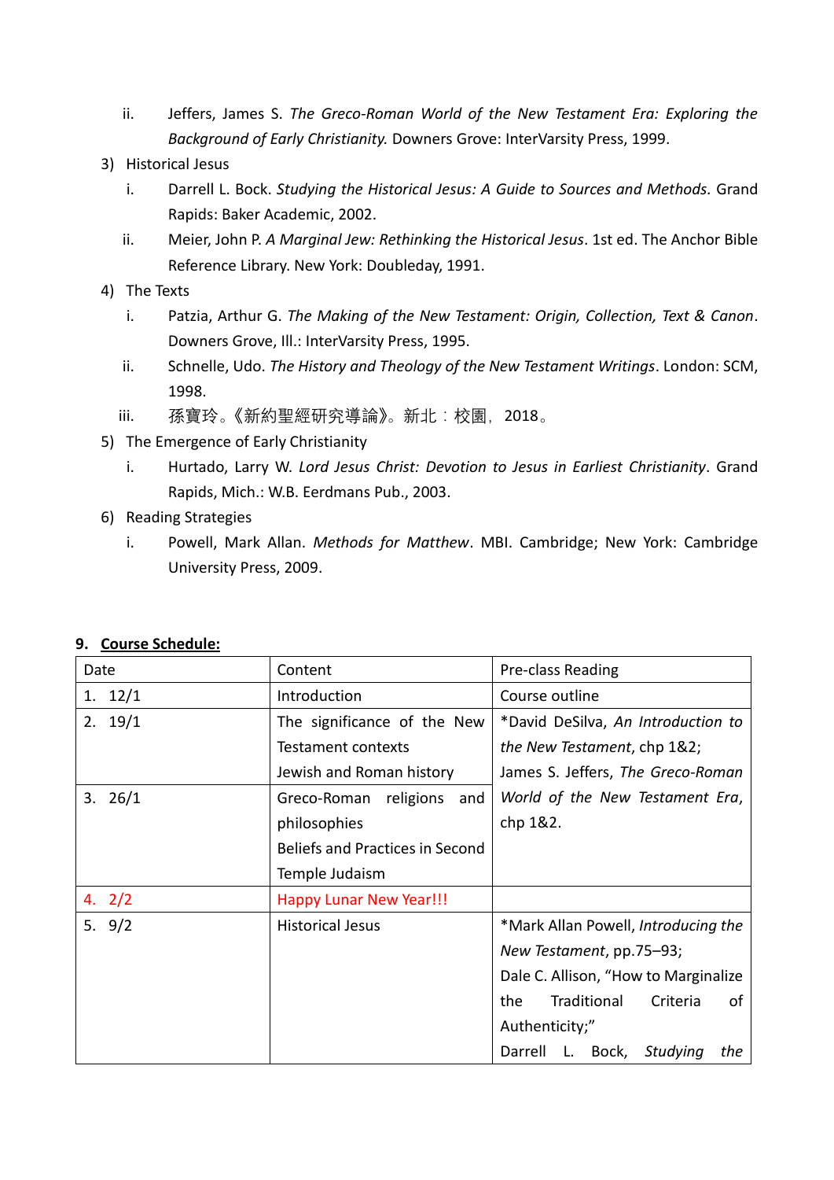ii. Jeffers, James S. *The Greco-Roman World of the New Testament Era: Exploring the Background of Early Christianity.* Downers Grove: InterVarsity Press, 1999.

3) Historical Jesus
   i. Darrell L. Bock. *Studying the Historical Jesus: A Guide to Sources and Methods.* Grand Rapids: Baker Academic, 2002.
   ii. Meier, John P. *A Marginal Jew: Rethinking the Historical Jesus*. 1st ed. The Anchor Bible Reference Library. New York: Doubleday, 1991.
4) The Texts
   i. Patzia, Arthur G. *The Making of the New Testament: Origin, Collection, Text & Canon*. Downers Grove, Ill.: InterVarsity Press, 1995.
   ii. Schnelle, Udo. *The History and Theology of the New Testament Writings*. London: SCM, 1998.
   iii. 孫寶玲。《新約聖經研究導論》。新北：校園，2018。
5) The Emergence of Early Christianity
   i. Hurtado, Larry W. *Lord Jesus Christ: Devotion to Jesus in Earliest Christianity*. Grand Rapids, Mich.: W.B. Eerdmans Pub., 2003.
6) Reading Strategies
   i. Powell, Mark Allan. *Methods for Matthew*. MBI. Cambridge; New York: Cambridge University Press, 2009.

## 9. Course Schedule:

| Date | Content | Pre-class Reading |
|---|---|---|
| 1. 12/1 | Introduction | Course outline |
| 2. 19/1 | The significance of the New Testament contexts<br>Jewish and Roman history | *David DeSilva, *An Introduction to the New Testament*, chp 1&2;<br>James S. Jeffers, *The Greco-Roman World of the New Testament Era*, chp 1&2. |
| 3. 26/1 | Greco-Roman religions and philosophies<br>Beliefs and Practices in Second Temple Judaism | |
| 4. 2/2 | Happy Lunar New Year!!! | |
| 5. 9/2 | Historical Jesus | *Mark Allan Powell, *Introducing the New Testament*, pp.75–93;<br>Dale C. Allison, "How to Marginalize the Traditional Criteria of Authenticity;"<br>Darrell L. Bock, *Studying the* |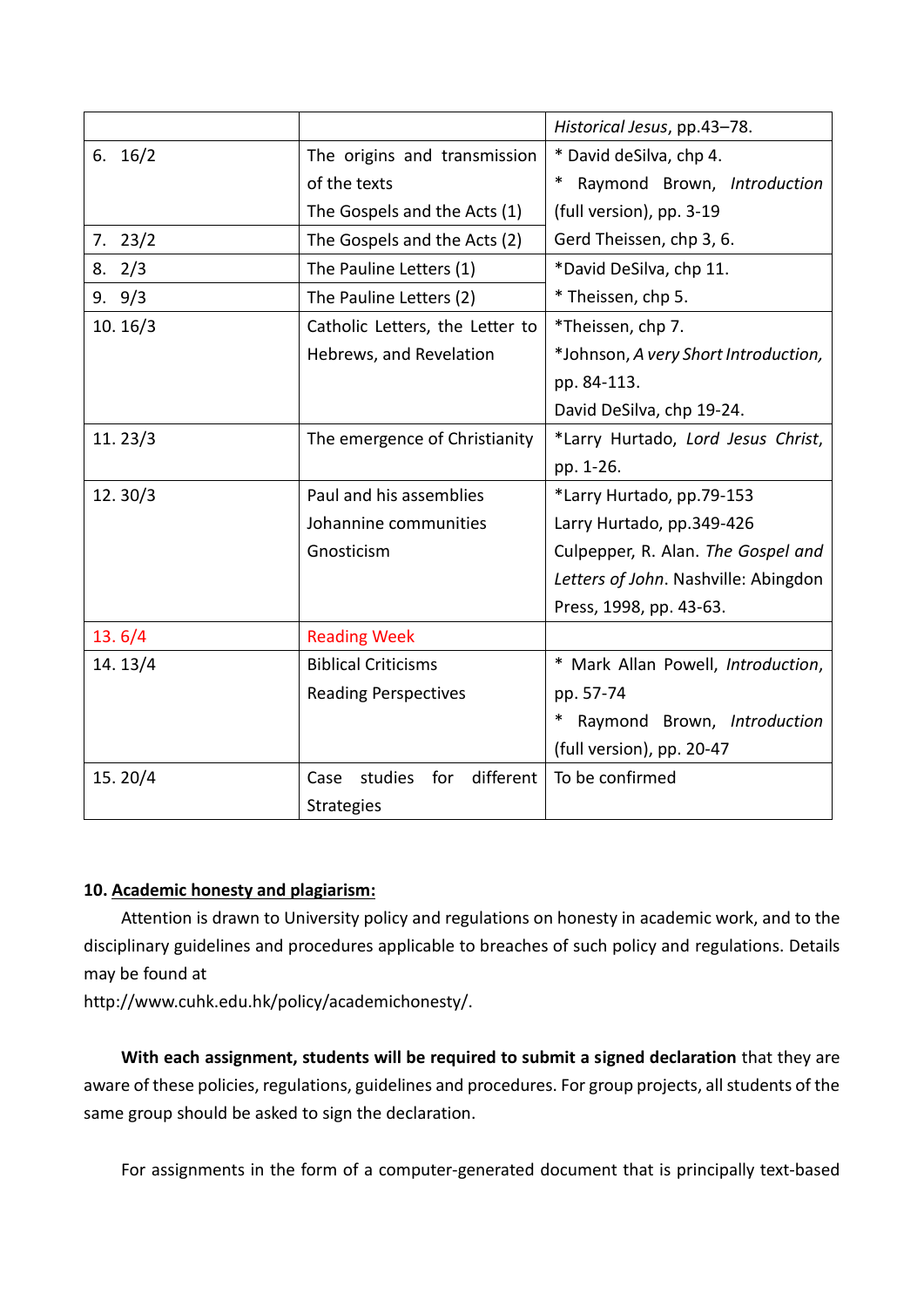| | | |
|---|---|---|
| | | *Historical Jesus*, pp.43–78. |
| 6. 16/2 | The origins and transmission of the texts<br>The Gospels and the Acts (1) | * David deSilva, chp 4.<br>* Raymond Brown, *Introduction* (full version), pp. 3-19 |
| 7. 23/2 | The Gospels and the Acts (2) | Gerd Theissen, chp 3, 6. |
| 8. 2/3 | The Pauline Letters (1) | *David DeSilva, chp 11.<br>* Theissen, chp 5. |
| 9. 9/3 | The Pauline Letters (2) | |
| 10. 16/3 | Catholic Letters, the Letter to Hebrews, and Revelation | *Theissen, chp 7.<br>*Johnson, *A very Short Introduction,* pp. 84-113.<br>David DeSilva, chp 19-24. |
| 11. 23/3 | The emergence of Christianity | *Larry Hurtado, *Lord Jesus Christ*, pp. 1-26. |
| 12. 30/3 | Paul and his assemblies<br>Johannine communities<br>Gnosticism | *Larry Hurtado, pp.79-153<br>Larry Hurtado, pp.349-426<br>Culpepper, R. Alan. *The Gospel and Letters of John*. Nashville: Abingdon Press, 1998, pp. 43-63. |
| 13. 6/4 | Reading Week | |
| 14. 13/4 | Biblical Criticisms<br>Reading Perspectives | * Mark Allan Powell, *Introduction*, pp. 57-74<br>* Raymond Brown, *Introduction* (full version), pp. 20-47 |
| 15. 20/4 | Case studies for different Strategies | To be confirmed |

**10. Academic honesty and plagiarism:**

Attention is drawn to University policy and regulations on honesty in academic work, and to the disciplinary guidelines and procedures applicable to breaches of such policy and regulations. Details may be found at
http://www.cuhk.edu.hk/policy/academichonesty/.

**With each assignment, students will be required to submit a signed declaration** that they are aware of these policies, regulations, guidelines and procedures. For group projects, all students of the same group should be asked to sign the declaration.

For assignments in the form of a computer-generated document that is principally text-based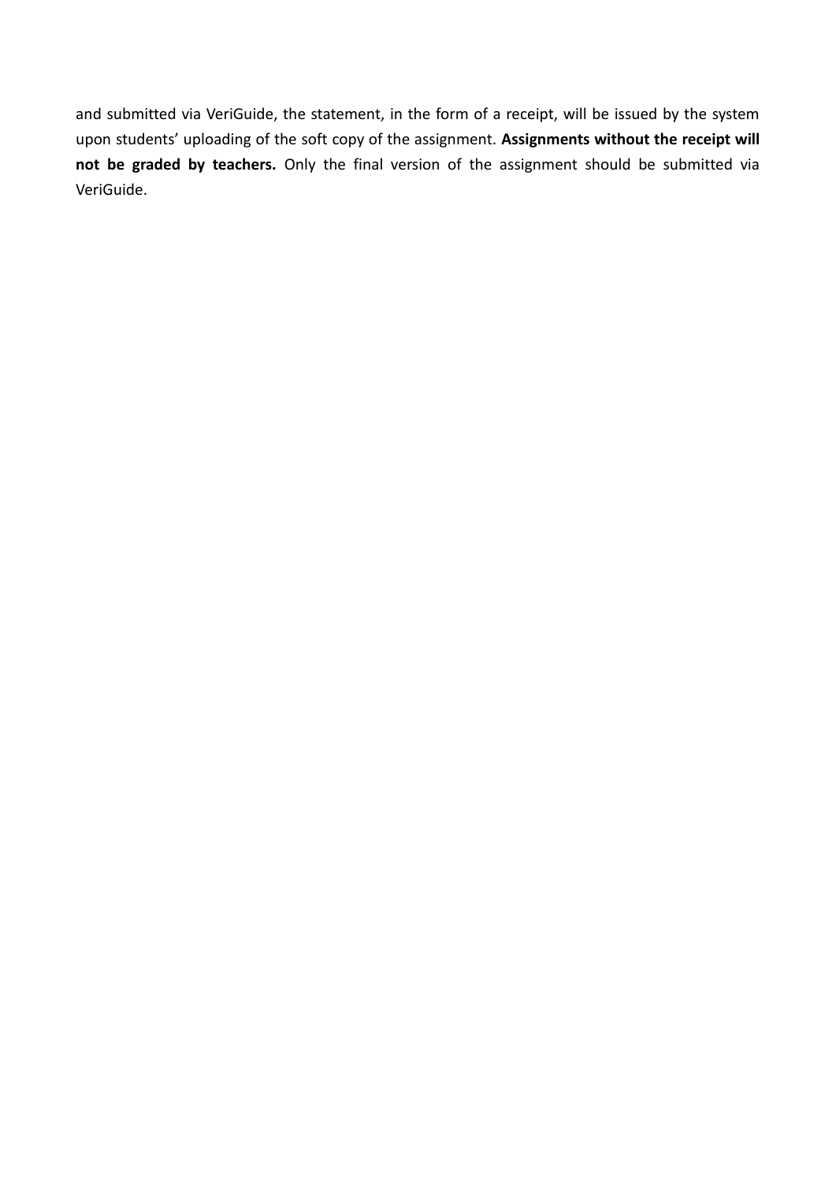and submitted via VeriGuide, the statement, in the form of a receipt, will be issued by the system upon students' uploading of the soft copy of the assignment. **Assignments without the receipt will not be graded by teachers.** Only the final version of the assignment should be submitted via VeriGuide.